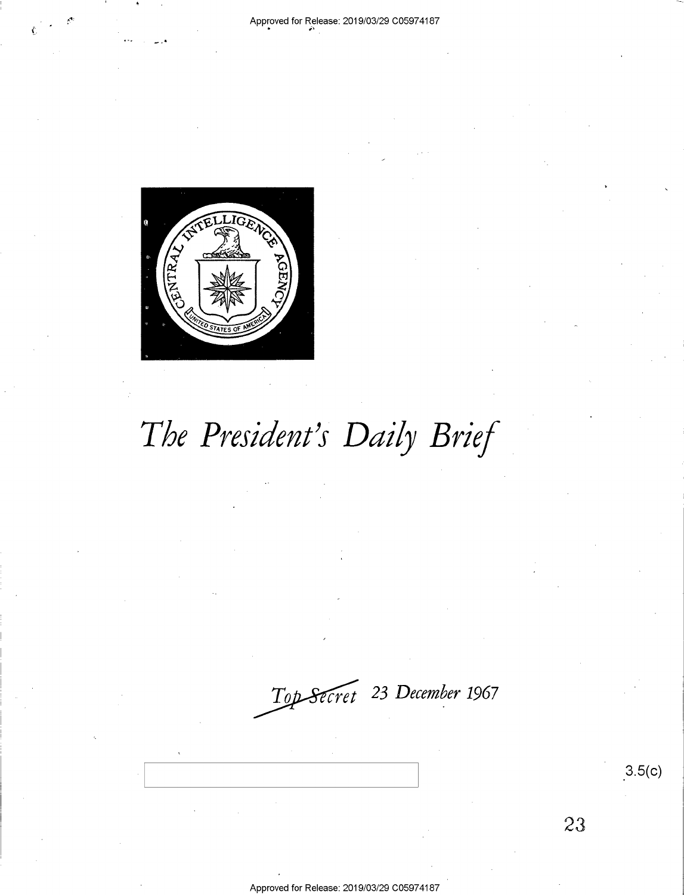# The President's Daily Brief

Top Secret 23 December 1967

3.5(c)

23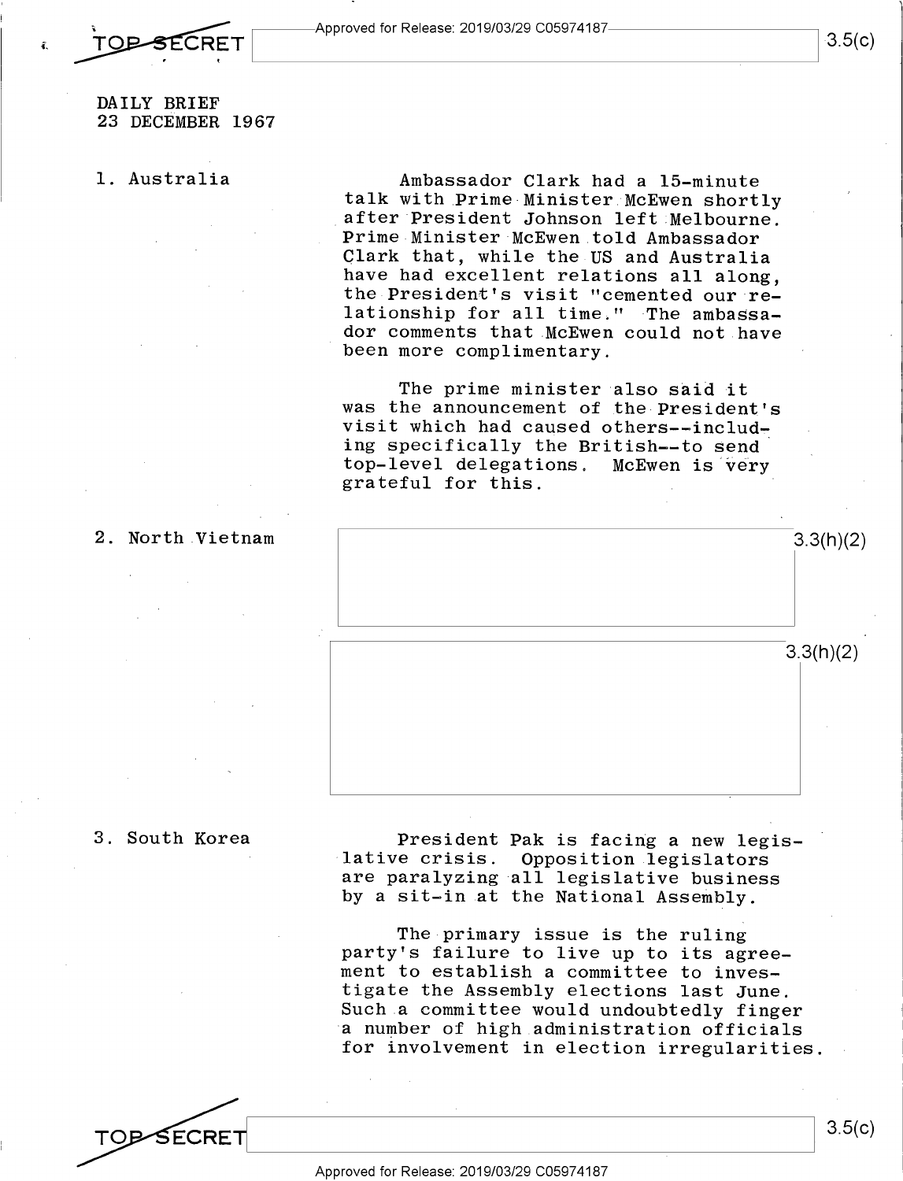DAILY BRIEF
23 DECEMBER 1967

1. Australia

Ambassador Clark had a 15-minute talk with Prime Minister McEwen shortly after President Johnson left Melbourne. Prime Minister McEwen told Ambassador Clark that, while the US and Australia have had excellent relations all along, the President's visit "cemented our relationship for all time." The ambassador comments that McEwen could not have been more complimentary.

The prime minister also said it was the announcement of the President's visit which had caused others--including specifically the British--to send top-level delegations. McEwen is very grateful for this.

2. North Vietnam

3.3(h)(2)

3.3(h)(2)

3. South Korea

President Pak is facing a new legislative crisis. Opposition legislators are paralyzing all legislative business by a sit-in at the National Assembly.

The primary issue is the ruling party's failure to live up to its agreement to establish a committee to investigate the Assembly elections last June. Such a committee would undoubtedly finger a number of high administration officials for involvement in election irregularities.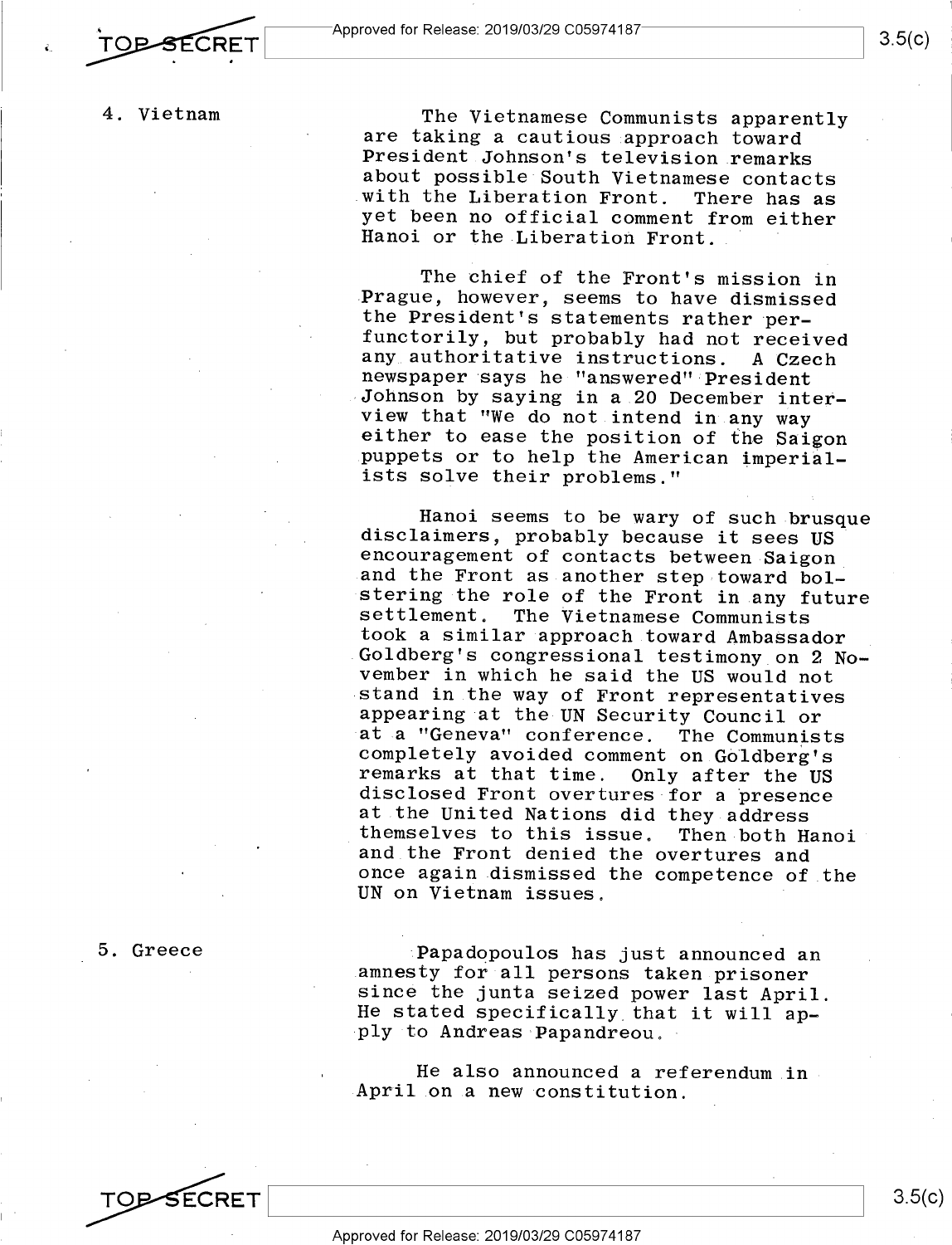4. Vietnam

The Vietnamese Communists apparently are taking a cautious approach toward President Johnson's television remarks about possible South Vietnamese contacts with the Liberation Front. There has as yet been no official comment from either Hanoi or the Liberation Front.

The chief of the Front's mission in Prague, however, seems to have dismissed the President's statements rather perfunctorily, but probably had not received any authoritative instructions. A Czech newspaper says he "answered" President Johnson by saying in a 20 December interview that "We do not intend in any way either to ease the position of the Saigon puppets or to help the American imperialists solve their problems."

Hanoi seems to be wary of such brusque disclaimers, probably because it sees US encouragement of contacts between Saigon and the Front as another step toward bolstering the role of the Front in any future settlement. The Vietnamese Communists took a similar approach toward Ambassador Goldberg's congressional testimony on 2 November in which he said the US would not stand in the way of Front representatives appearing at the UN Security Council or at a "Geneva" conference. The Communists completely avoided comment on Goldberg's remarks at that time. Only after the US disclosed Front overtures for a presence at the United Nations did they address themselves to this issue. Then both Hanoi and the Front denied the overtures and once again dismissed the competence of the UN on Vietnam issues.

5. Greece

Papadopoulos has just announced an amnesty for all persons taken prisoner since the junta seized power last April. He stated specifically that it will apply to Andreas Papandreou.

He also announced a referendum in April on a new constitution.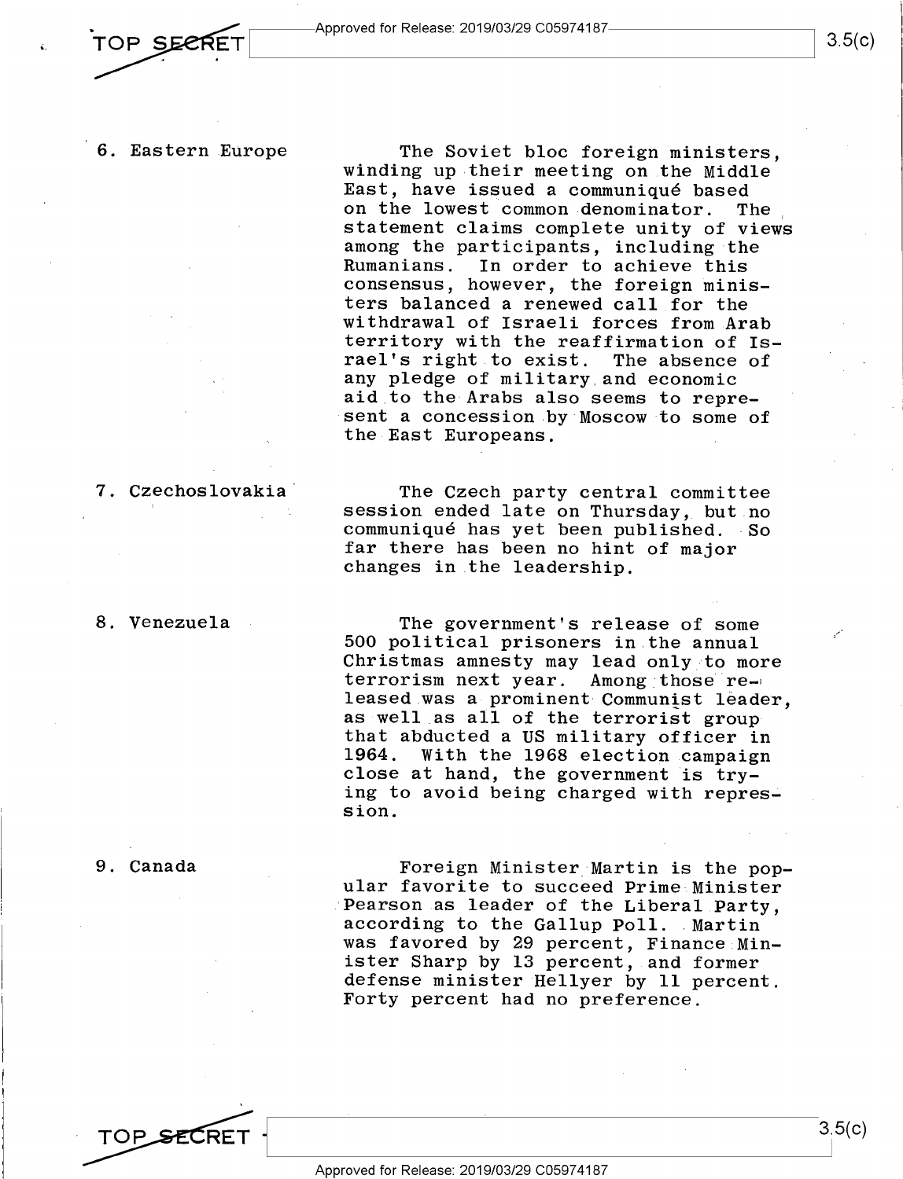**6. Eastern Europe**

The Soviet bloc foreign ministers, winding up their meeting on the Middle East, have issued a communiqué based on the lowest common denominator. The statement claims complete unity of views among the participants, including the Rumanians. In order to achieve this consensus, however, the foreign ministers balanced a renewed call for the withdrawal of Israeli forces from Arab territory with the reaffirmation of Israel's right to exist. The absence of any pledge of military and economic aid to the Arabs also seems to represent a concession by Moscow to some of the East Europeans.

**7. Czechoslovakia**

The Czech party central committee session ended late on Thursday, but no communiqué has yet been published. So far there has been no hint of major changes in the leadership.

**8. Venezuela**

The government's release of some 500 political prisoners in the annual Christmas amnesty may lead only to more terrorism next year. Among those released was a prominent Communist leader, as well as all of the terrorist group that abducted a US military officer in 1964. With the 1968 election campaign close at hand, the government is trying to avoid being charged with repression.

**9. Canada**

Foreign Minister Martin is the popular favorite to succeed Prime Minister Pearson as leader of the Liberal Party, according to the Gallup Poll. Martin was favored by 29 percent, Finance Minister Sharp by 13 percent, and former defense minister Hellyer by 11 percent. Forty percent had no preference.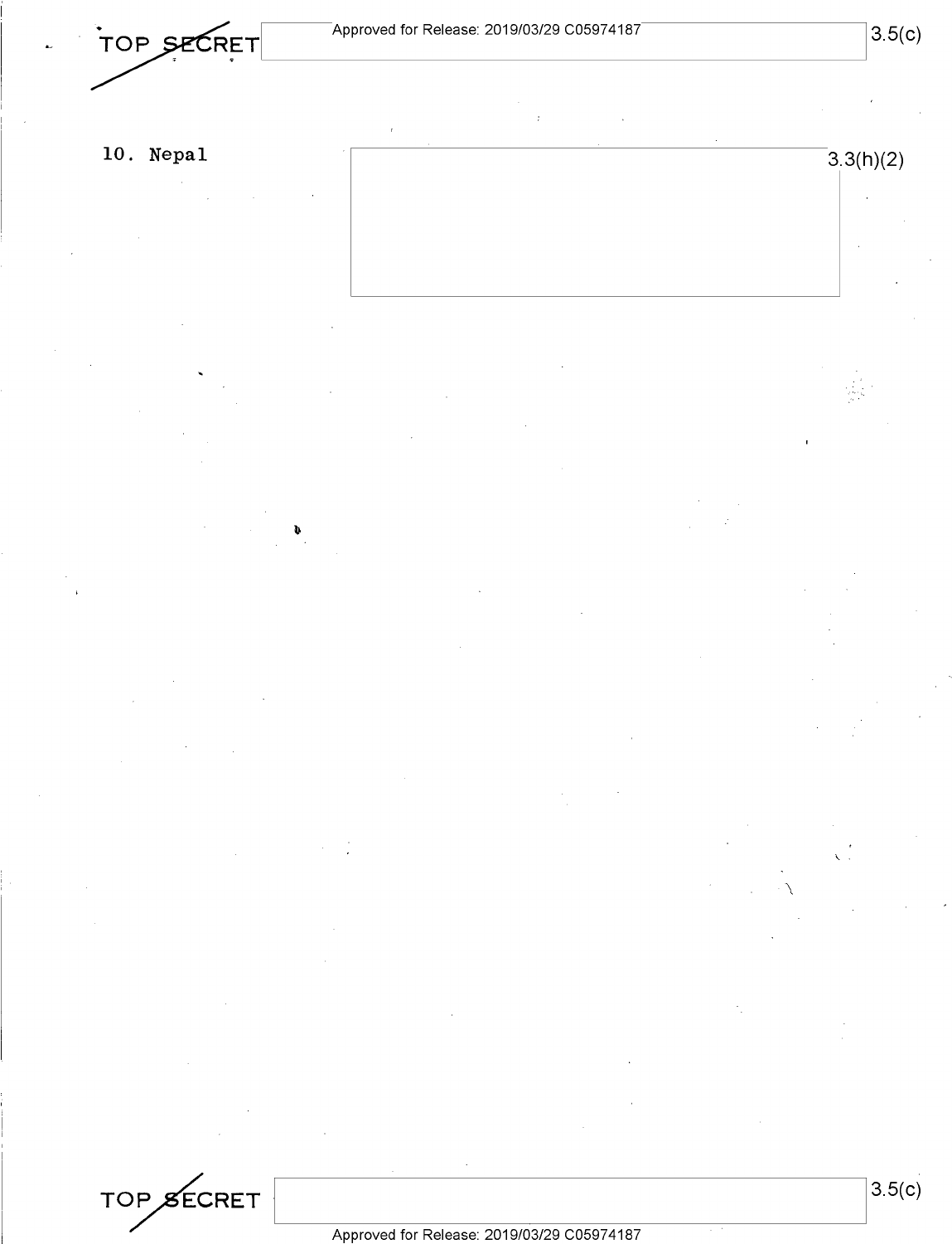TOP SECRET 3.5(c)

## 10. Nepal

3.3(h)(2)

TOP SECRET 3.5(c)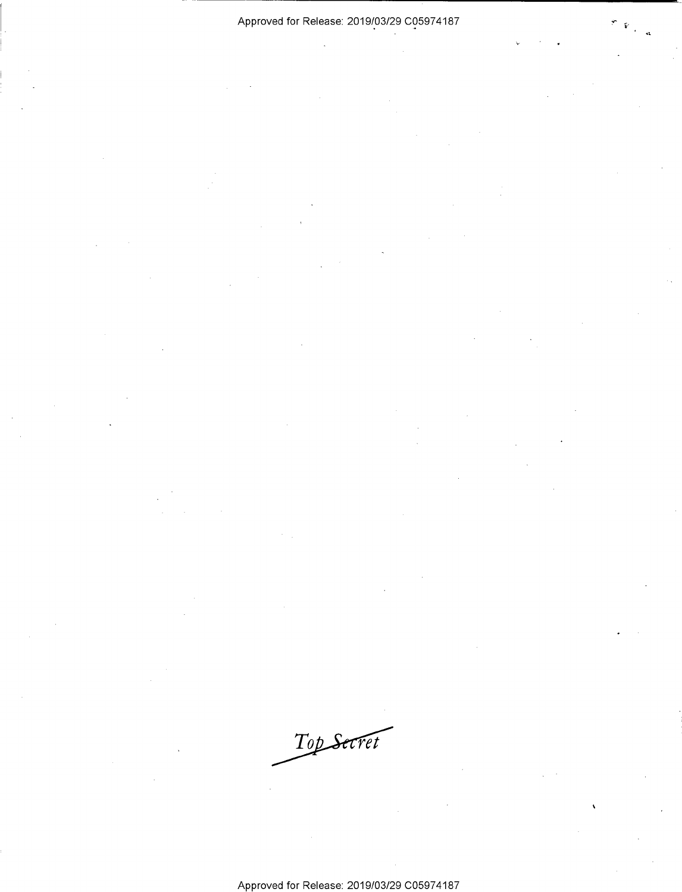Top Secret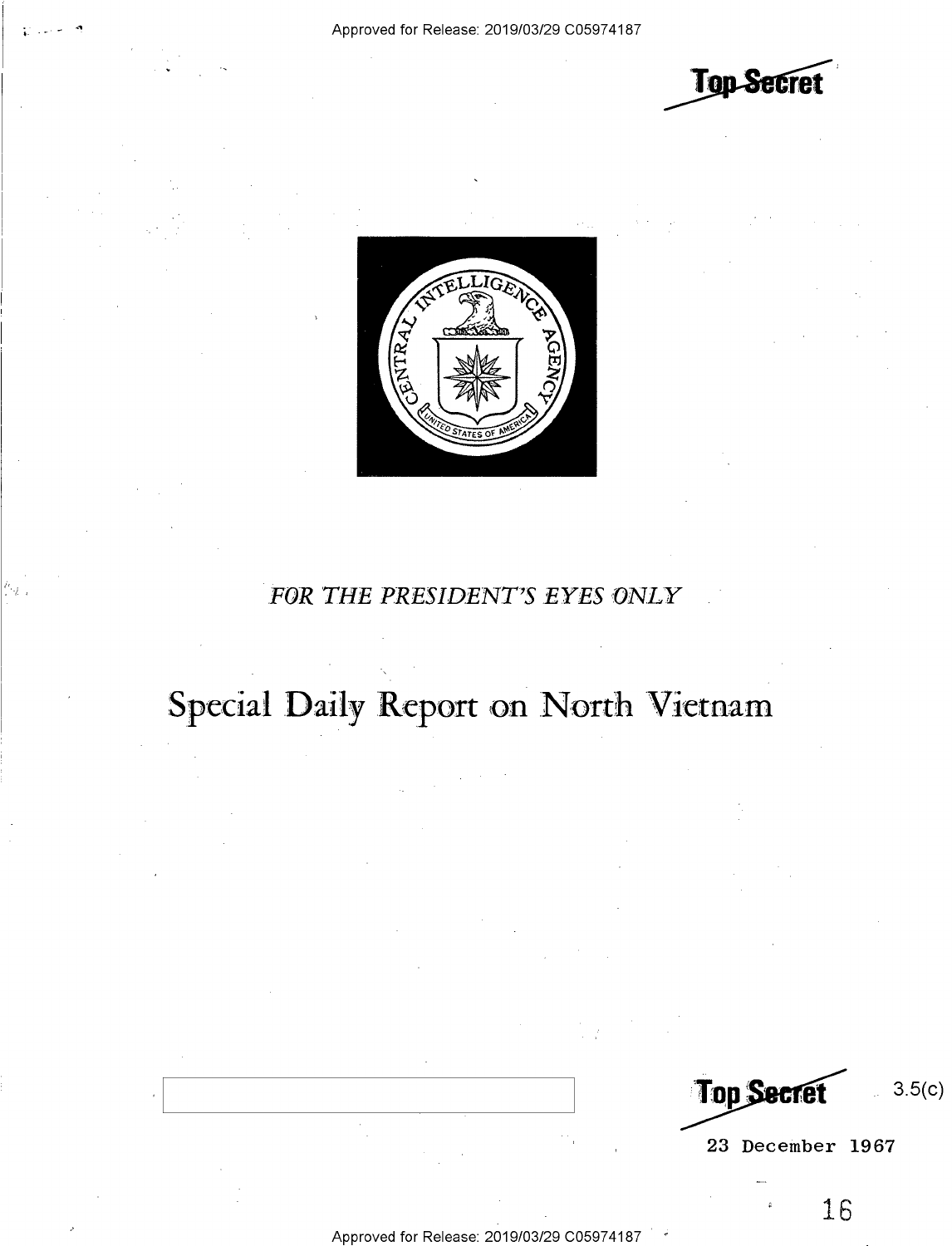Top Secret

FOR THE PRESIDENT'S EYES ONLY

# Special Daily Report on North Vietnam

Top Secret

3.5(c)

23 December 1967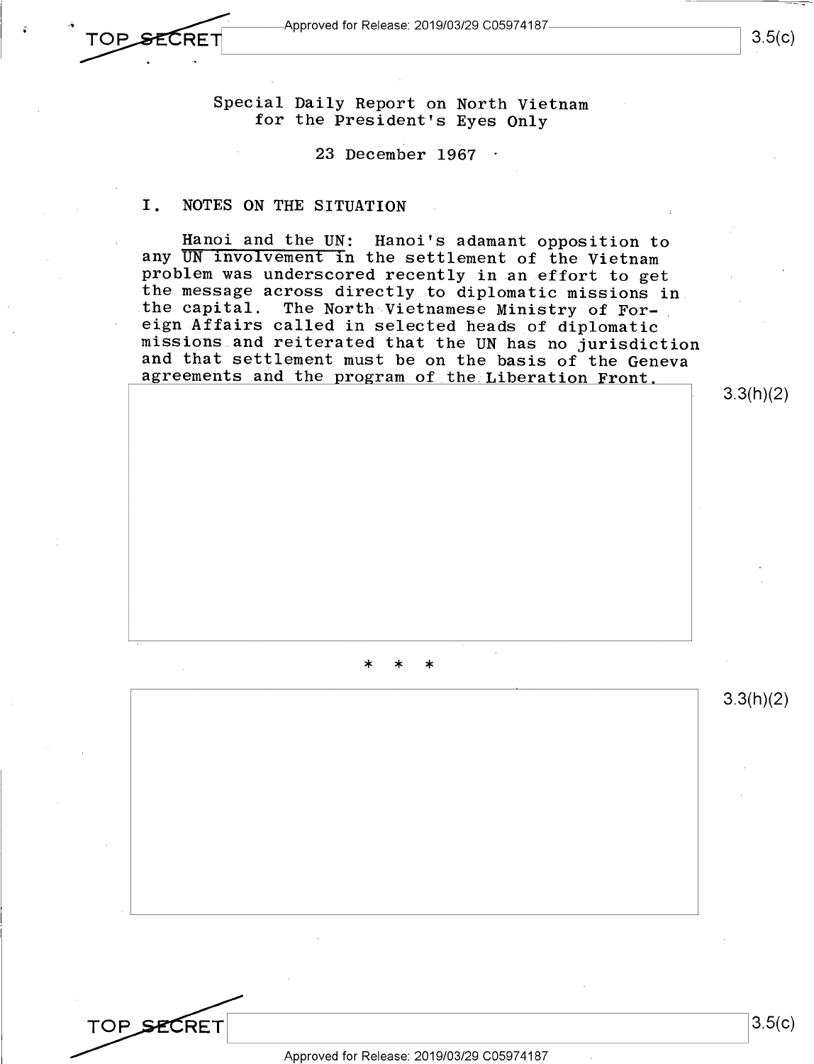Special Daily Report on North Vietnam for the President's Eyes Only

23 December 1967

## I. NOTES ON THE SITUATION

Hanoi and the UN: Hanoi's adamant opposition to any UN involvement in the settlement of the Vietnam problem was underscored recently in an effort to get the message across directly to diplomatic missions in the capital. The North Vietnamese Ministry of Foreign Affairs called in selected heads of diplomatic missions and reiterated that the UN has no jurisdiction and that settlement must be on the basis of the Geneva agreements and the program of the Liberation Front.

3.3(h)(2)

* * *

3.3(h)(2)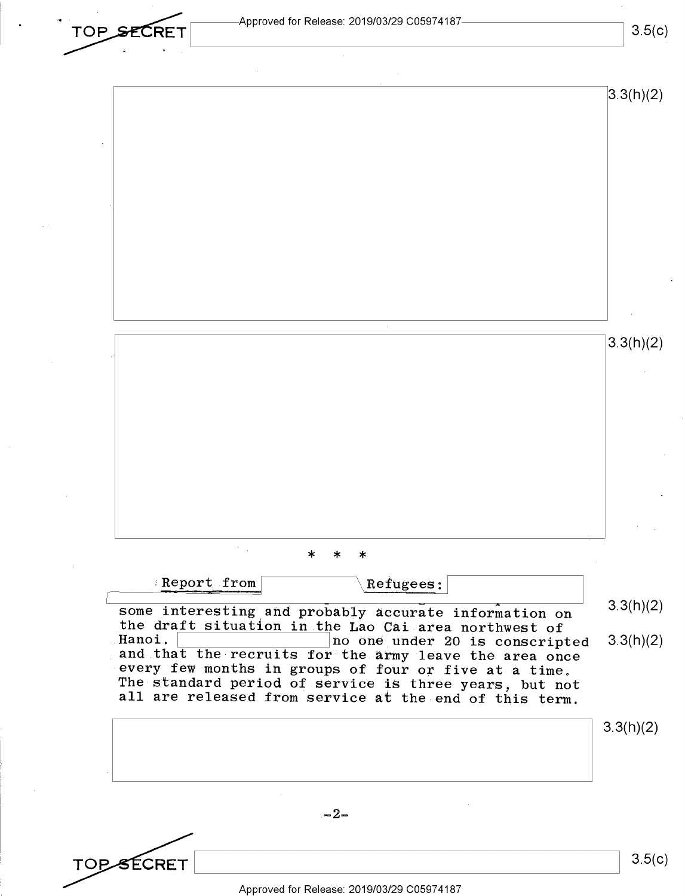* * *

Report from Refugees:

some interesting and probably accurate information on the draft situation in the Lao Cai area northwest of Hanoi. no one under 20 is conscripted and that the recruits for the army leave the area once every few months in groups of four or five at a time. The standard period of service is three years, but not all are released from service at the end of this term.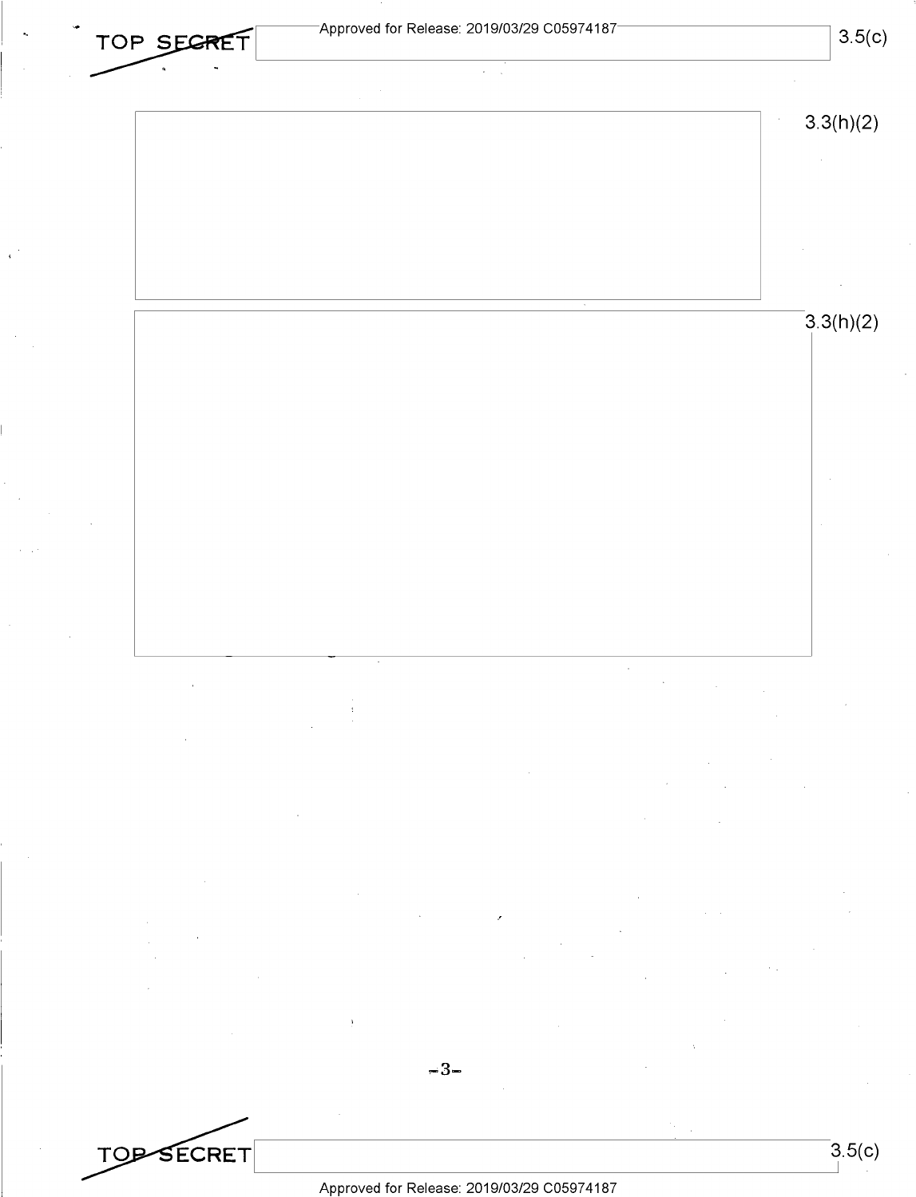TOP SECRET

3.3(h)(2)

3.3(h)(2)

TOP SECRET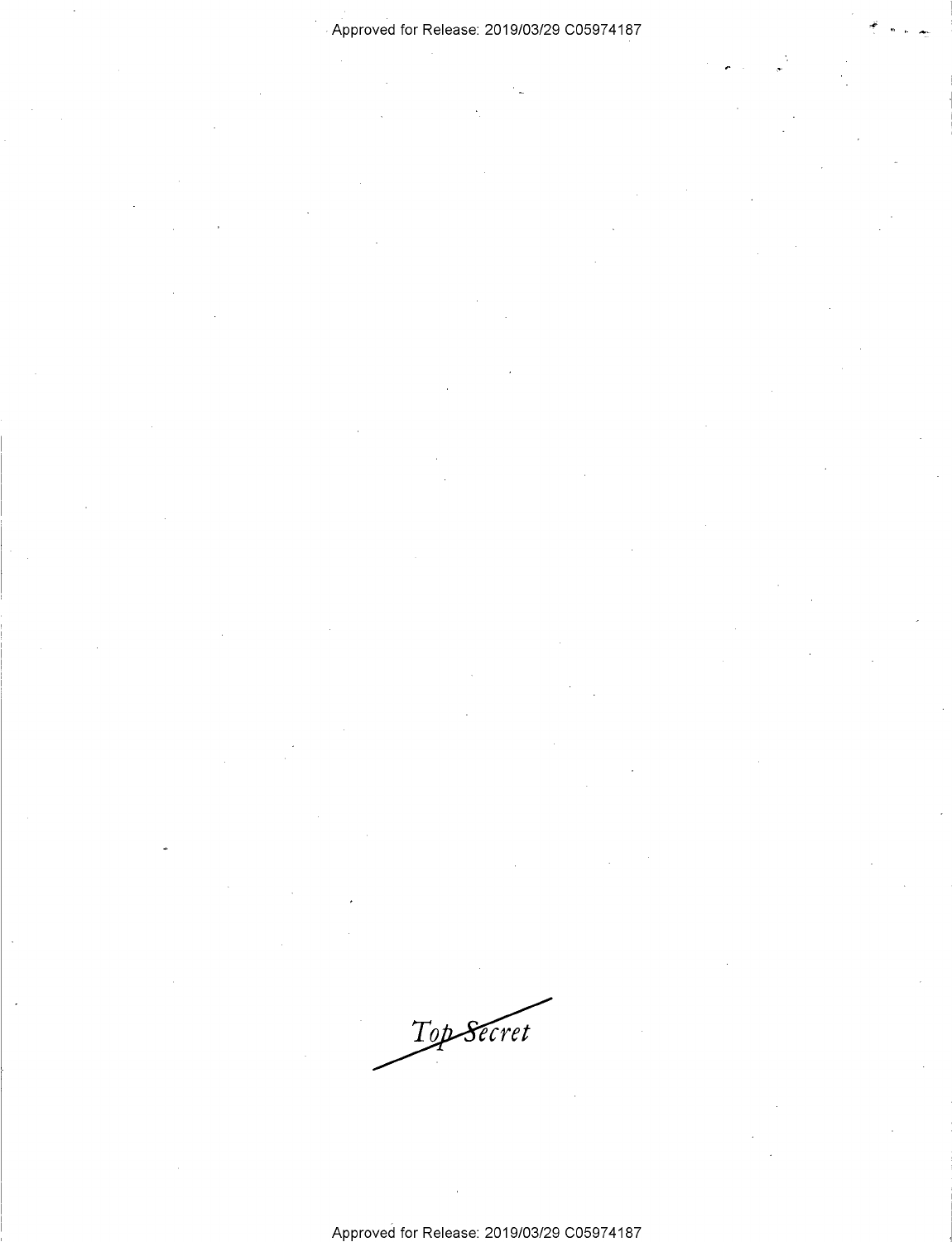~~Top Secret~~